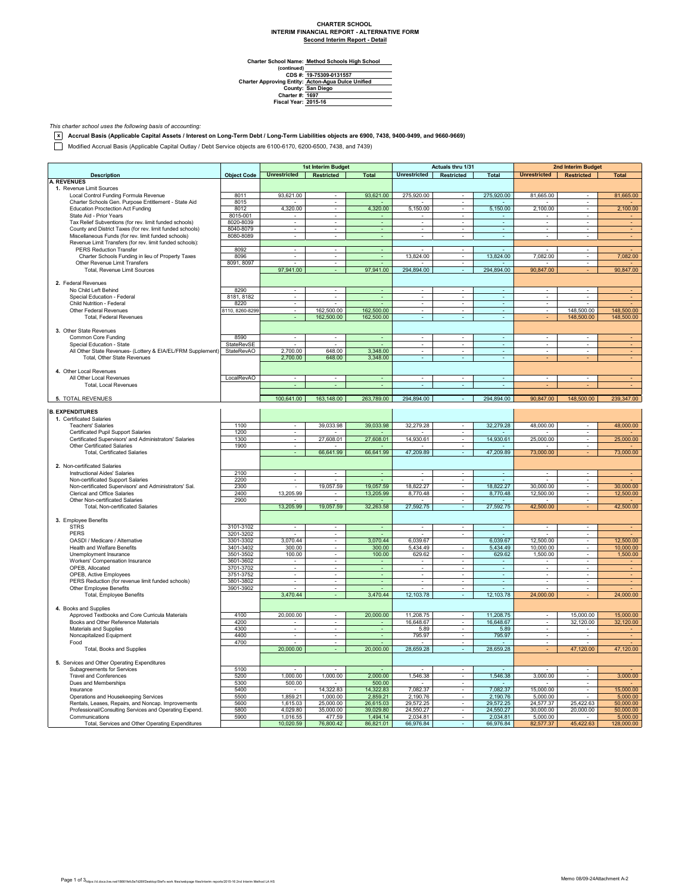# CHARTER SCHOOL
## INTERIM FINANCIAL REPORT - ALTERNATIVE FORM
### Second Interim Report - Detail

Charter School Name: Method Schools High School
(continued)
CDS #: 19-75309-0131557
Charter Approving Entity: Acton-Agua Dulce Unified
County: San Diego
Charter #: 1697
Fiscal Year: 2015-16

*This charter school uses the following basis of accounting:*

[x] **Accrual Basis (Applicable Capital Assets / Interest on Long-Term Debt / Long-Term Liabilities objects are 6900, 7438, 9400-9499, and 9660-9669)**

[ ] Modified Accrual Basis (Applicable Capital Outlay / Debt Service objects are 6100-6170, 6200-6500, 7438, and 7439)

| Description | Object Code | 1st Interim Budget | | | Actuals thru 1/31 | | | 2nd Interim Budget | | |
|---|---|---|---|---|---|---|---|---|---|---|
| | | Unrestricted | Restricted | Total | Unrestricted | Restricted | Total | Unrestricted | Restricted | Total |
| **A. REVENUES** | | | | | | | | | | |
| 1. Revenue Limit Sources | | | | | | | | | | |
| Local Control Funding Formula Revenue | 8011 | 93,621.00 | - | 93,621.00 | 275,920.00 | - | 275,920.00 | 81,665.00 | - | 81,665.00 |
| Charter Schools Gen. Purpose Entitlement - State Aid | 8015 | - | - | - | - | - | - | - | - | - |
| Education Proctection Act Funding | 8012 | 4,320.00 | - | 4,320.00 | 5,150.00 | - | 5,150.00 | 2,100.00 | - | 2,100.00 |
| State Aid - Prior Years | 8015-001 | - | - | - | - | - | - | - | - | - |
| Tax Relief Subventions (for rev. limit funded schools) | 8020-8039 | - | - | - | - | - | - | - | - | - |
| County and District Taxes (for rev. limit funded schools) | 8040-8079 | - | - | - | - | - | - | - | - | - |
| Miscellaneous Funds (for rev. limit funded schools) | 8080-8089 | - | - | - | - | - | - | - | - | - |
| Revenue Limit Transfers (for rev. limit funded schools): | | | | | | | | | | |
| PERS Reduction Transfer | 8092 | - | - | - | - | - | - | - | - | - |
| Charter Schools Funding in lieu of Property Taxes | 8096 | - | - | - | 13,824.00 | - | 13,824.00 | 7,082.00 | - | 7,082.00 |
| Other Revenue Limit Transfers | 8091, 8097 | - | - | - | - | - | - | - | - | - |
| Total, Revenue Limit Sources | | 97,941.00 | - | 97,941.00 | 294,894.00 | - | 294,894.00 | 90,847.00 | - | 90,847.00 |
| 2. Federal Revenues | | | | | | | | | | |
| No Child Left Behind | 8290 | - | - | - | - | - | - | - | - | - |
| Special Education - Federal | 8181, 8182 | - | - | - | - | - | - | - | - | - |
| Child Nutrition - Federal | 8220 | - | - | - | - | - | - | - | - | - |
| Other Federal Revenues | 8110, 8260-8299 | - | 162,500.00 | 162,500.00 | - | - | - | - | 148,500.00 | 148,500.00 |
| Total, Federal Revenues | | - | 162,500.00 | 162,500.00 | - | - | - | - | 148,500.00 | 148,500.00 |
| 3. Other State Revenues | | | | | | | | | | |
| Common Core Funding | 8590 | - | - | - | - | - | - | - | - | - |
| Special Education - State | StateRevSE | - | - | - | - | - | - | - | - | - |
| All Other State Revenues- (Lottery & EIA/EL/FRM Supplement) | StateRevAO | 2,700.00 | 648.00 | 3,348.00 | - | - | - | - | - | - |
| Total, Other State Revenues | | 2,700.00 | 648.00 | 3,348.00 | - | - | - | - | - | - |
| 4. Other Local Revenues | | | | | | | | | | |
| All Other Local Revenues | LocalRevAO | - | - | - | - | - | - | - | - | - |
| Total, Local Revenues | | - | - | - | - | - | - | - | - | - |
| 5. TOTAL REVENUES | | 100,641.00 | 163,148.00 | 263,789.00 | 294,894.00 | - | 294,894.00 | 90,847.00 | 148,500.00 | 239,347.00 |
| **B. EXPENDITURES** | | | | | | | | | | |
| 1. Certificated Salaries | | | | | | | | | | |
| Teachers' Salaries | 1100 | - | 39,033.98 | 39,033.98 | 32,279.28 | - | 32,279.28 | 48,000.00 | - | 48,000.00 |
| Certificated Pupil Support Salaries | 1200 | - | - | - | - | - | - | - | - | - |
| Certificated Supervisors' and Administrators' Salaries | 1300 | - | 27,608.01 | 27,608.01 | 14,930.61 | - | 14,930.61 | 25,000.00 | - | 25,000.00 |
| Other Certificated Salaries | 1900 | - | - | - | - | - | - | - | - | - |
| Total, Certificated Salaries | | - | 66,641.99 | 66,641.99 | 47,209.89 | - | 47,209.89 | 73,000.00 | - | 73,000.00 |
| 2. Non-certificated Salaries | | | | | | | | | | |
| Instructional Aides' Salaries | 2100 | - | - | - | - | - | - | - | - | - |
| Non-certificated Support Salaries | 2200 | - | - | - | - | - | - | - | - | - |
| Non-certificated Supervisors' and Administrators' Sal. | 2300 | - | 19,057.59 | 19,057.59 | 18,822.27 | - | 18,822.27 | 30,000.00 | - | 30,000.00 |
| Clerical and Office Salaries | 2400 | 13,205.99 | - | 13,205.99 | 8,770.48 | - | 8,770.48 | 12,500.00 | - | 12,500.00 |
| Other Non-certificated Salaries | 2900 | - | - | - | - | - | - | - | - | - |
| Total, Non-certificated Salaries | | 13,205.99 | 19,057.59 | 32,263.58 | 27,592.75 | - | 27,592.75 | 42,500.00 | - | 42,500.00 |
| 3. Employee Benefits | | | | | | | | | | |
| STRS | 3101-3102 | - | - | - | - | - | - | - | - | - |
| PERS | 3201-3202 | - | - | - | - | - | - | - | - | - |
| OASDI / Medicare / Alternative | 3301-3302 | 3,070.44 | - | 3,070.44 | 6,039.67 | | 6,039.67 | 12,500.00 | - | 12,500.00 |
| Health and Welfare Benefits | 3401-3402 | 300.00 | - | 300.00 | 5,434.49 | - | 5,434.49 | 10,000.00 | - | 10,000.00 |
| Unemployment Insurance | 3501-3502 | 100.00 | - | 100.00 | 629.62 | - | 629.62 | 1,500.00 | - | 1,500.00 |
| Workers' Compensation Insurance | 3601-3602 | - | - | - | - | - | - | - | - | - |
| OPEB, Allocated | 3701-3702 | - | - | - | - | - | - | - | - | - |
| OPEB, Active Employees | 3751-3752 | - | - | - | - | - | - | - | - | - |
| PERS Reduction (for revenue limit funded schools) | 3801-3802 | - | - | - | - | - | - | - | - | - |
| Other Employee Benefits | 3901-3902 | - | - | - | - | - | - | - | - | - |
| Total, Employee Benefits | | 3,470.44 | - | 3,470.44 | 12,103.78 | - | 12,103.78 | 24,000.00 | - | 24,000.00 |
| 4. Books and Supplies | | | | | | | | | | |
| Approved Textbooks and Core Curricula Materials | 4100 | 20,000.00 | - | 20,000.00 | 11,208.75 | - | 11,208.75 | - | 15,000.00 | 15,000.00 |
| Books and Other Reference Materials | 4200 | - | - | - | 16,648.67 | - | 16,648.67 | - | 32,120.00 | 32,120.00 |
| Materials and Supplies | 4300 | - | - | - | 5.89 | - | 5.89 | - | - | - |
| Noncapitalized Equipment | 4400 | - | - | - | 795.97 | - | 795.97 | - | - | - |
| Food | 4700 | - | - | - | - | - | - | - | - | - |
| Total, Books and Supplies | | 20,000.00 | - | 20,000.00 | 28,659.28 | - | 28,659.28 | - | 47,120.00 | 47,120.00 |
| 5. Services and Other Operating Expenditures | | | | | | | | | | |
| Subagreements for Services | 5100 | - | - | - | - | - | - | - | - | - |
| Travel and Conferences | 5200 | 1,000.00 | 1,000.00 | 2,000.00 | 1,546.38 | - | 1,546.38 | 3,000.00 | - | 3,000.00 |
| Dues and Memberships | 5300 | 500.00 | - | 500.00 | - | - | - | - | - | - |
| Insurance | 5400 | - | 14,322.83 | 14,322.83 | 7,082.37 | - | 7,082.37 | 15,000.00 | - | 15,000.00 |
| Operations and Housekeeping Services | 5500 | 1,859.21 | 1,000.00 | 2,859.21 | 2,190.76 | - | 2,190.76 | 5,000.00 | - | 5,000.00 |
| Rentals, Leases, Repairs, and Noncap. Improvements | 5600 | 1,615.03 | 25,000.00 | 26,615.03 | 29,572.25 | - | 29,572.25 | 24,577.37 | 25,422.63 | 50,000.00 |
| Professional/Consulting Services and Operating Expend. | 5800 | 4,029.80 | 35,000.00 | 39,029.80 | 24,550.27 | - | 24,550.27 | 30,000.00 | 20,000.00 | 50,000.00 |
| Communications | 5900 | 1,016.55 | 477.59 | 1,494.14 | 2,034.81 | - | 2,034.81 | 5,000.00 | - | 5,000.00 |
| Total, Services and Other Operating Expenditures | | 10,020.59 | 76,800.42 | 86,821.01 | 66,976.84 | - | 66,976.84 | 82,577.37 | 45,422.63 | 128,000.00 |

Memo 08/09-24Attachment A-2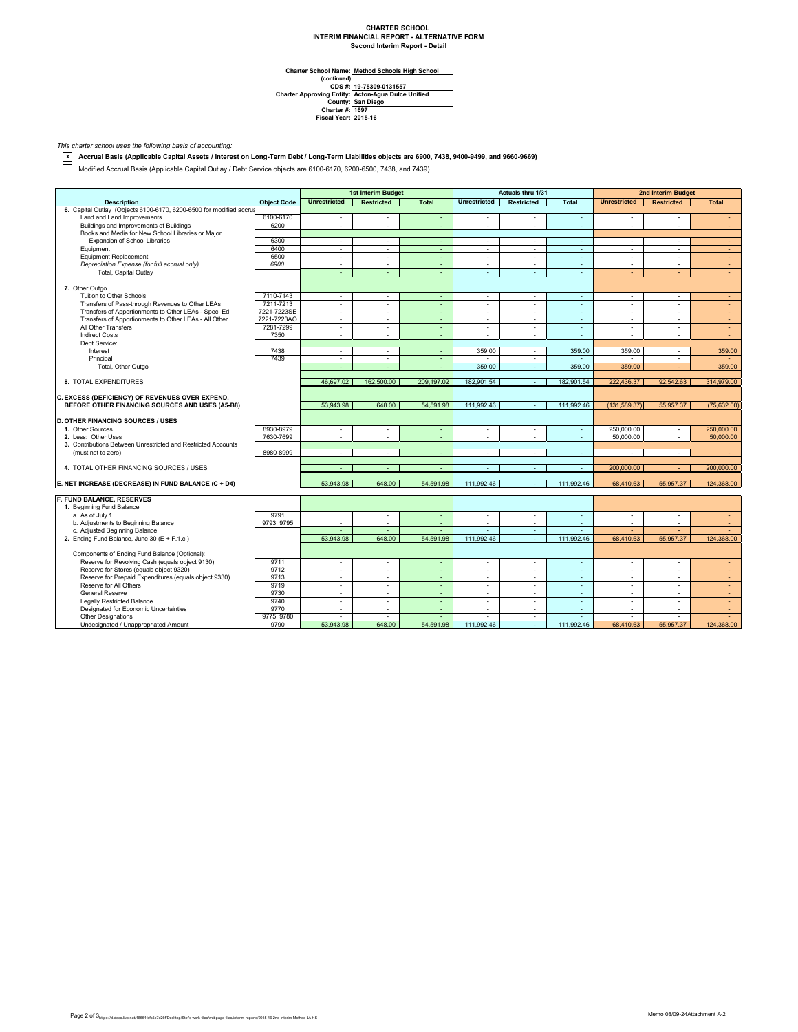**CHARTER SCHOOL**
**INTERIM FINANCIAL REPORT - ALTERNATIVE FORM**
**Second Interim Report - Detail**

**Charter School Name:** Method Schools High School
**(continued)**
**CDS #:** 19-75309-0131557
**Charter Approving Entity:** Acton-Agua Dulce Unified
**County:** San Diego
**Charter #:** 1697
**Fiscal Year:** 2015-16

*This charter school uses the following basis of accounting:*

- [x] **Accrual Basis (Applicable Capital Assets / Interest on Long-Term Debt / Long-Term Liabilities objects are 6900, 7438, 9400-9499, and 9660-9669)**
- [ ] Modified Accrual Basis (Applicable Capital Outlay / Debt Service objects are 6100-6170, 6200-6500, 7438, and 7439)

| Description | Object Code | 1st Interim Budget | | | Actuals thru 1/31 | | | 2nd Interim Budget | | |
|---|---|---|---|---|---|---|---|---|---|---|
| | | Unrestricted | Restricted | Total | Unrestricted | Restricted | Total | Unrestricted | Restricted | Total |
| 6. Capital Outlay (Objects 6100-6170, 6200-6500 for modified accrual | | | | | | | | | | |
| Land and Land Improvements | 6100-6170 | - | - | - | - | - | - | - | - | - |
| Buildings and Improvements of Buildings | 6200 | - | - | - | - | - | - | - | - | - |
| Books and Media for New School Libraries or Major Expansion of School Libraries | 6300 | - | - | - | - | - | - | - | - | - |
| Equipment | 6400 | - | - | - | - | - | - | - | - | - |
| Equipment Replacement | 6500 | - | - | - | - | - | - | - | - | - |
| *Depreciation Expense (for full accrual only)* | *6900* | - | - | - | - | - | - | - | - | - |
| Total, Capital Outlay | | - | - | - | - | - | - | - | - | - |
| 7. Other Outgo | | | | | | | | | | |
| Tuition to Other Schools | 7110-7143 | - | - | - | - | - | - | - | - | - |
| Transfers of Pass-through Revenues to Other LEAs | 7211-7213 | - | - | - | - | - | - | - | - | - |
| Transfers of Apportionments to Other LEAs - Spec. Ed. | 7221-7223SE | - | - | - | - | - | - | - | - | - |
| Transfers of Apportionments to Other LEAs - All Other | 7221-7223AO | - | - | - | - | - | - | - | - | - |
| All Other Transfers | 7281-7299 | - | - | - | - | - | - | - | - | - |
| Indirect Costs | 7350 | - | - | - | - | - | - | - | - | - |
| Debt Service: | | | | | | | | | | |
| Interest | 7438 | - | - | - | 359.00 | - | 359.00 | 359.00 | - | 359.00 |
| Principal | 7439 | - | - | - | - | - | - | - | - | - |
| Total, Other Outgo | | - | - | - | 359.00 | - | 359.00 | 359.00 | - | 359.00 |
| 8. TOTAL EXPENDITURES | | 46,697.02 | 162,500.00 | 209,197.02 | 182,901.54 | - | 182,901.54 | 222,436.37 | 92,542.63 | 314,979.00 |
| **C. EXCESS (DEFICIENCY) OF REVENUES OVER EXPEND. BEFORE OTHER FINANCING SOURCES AND USES (A5-B8)** | | 53,943.98 | 648.00 | 54,591.98 | 111,992.46 | - | 111,992.46 | (131,589.37) | 55,957.37 | (75,632.00) |
| **D. OTHER FINANCING SOURCES / USES** | | | | | | | | | | |
| 1. Other Sources | 8930-8979 | - | - | - | - | - | - | 250,000.00 | - | 250,000.00 |
| 2. Less: Other Uses | 7630-7699 | - | - | - | - | - | - | 50,000.00 | - | 50,000.00 |
| 3. Contributions Between Unrestricted and Restricted Accounts (must net to zero) | 8980-8999 | - | - | - | - | - | - | - | - | - |
| 4. TOTAL OTHER FINANCING SOURCES / USES | | - | - | - | - | - | - | 200,000.00 | - | 200,000.00 |
| **E. NET INCREASE (DECREASE) IN FUND BALANCE (C + D4)** | | 53,943.98 | 648.00 | 54,591.98 | 111,992.46 | - | 111,992.46 | 68,410.63 | 55,957.37 | 124,368.00 |
| **F. FUND BALANCE, RESERVES** | | | | | | | | | | |
| 1. Beginning Fund Balance | | | | | | | | | | |
| a. As of July 1 | 9791 | | - | - | - | - | - | - | - | - |
| b. Adjustments to Beginning Balance | 9793, 9795 | - | - | - | - | - | - | - | - | - |
| c. Adjusted Beginning Balance | | - | - | - | - | - | - | - | - | - |
| 2. Ending Fund Balance, June 30 (E + F.1.c.) | | 53,943.98 | 648.00 | 54,591.98 | 111,992.46 | - | 111,992.46 | 68,410.63 | 55,957.37 | 124,368.00 |
| Components of Ending Fund Balance (Optional): | | | | | | | | | | |
| Reserve for Revolving Cash (equals object 9130) | 9711 | - | - | - | - | - | - | - | - | - |
| Reserve for Stores (equals object 9320) | 9712 | - | - | - | - | - | - | - | - | - |
| Reserve for Prepaid Expenditures (equals object 9330) | 9713 | - | - | - | - | - | - | - | - | - |
| Reserve for All Others | 9719 | - | - | - | - | - | - | - | - | - |
| General Reserve | 9730 | - | - | - | - | - | - | - | - | - |
| Legally Restricted Balance | 9740 | - | - | - | - | - | - | - | - | - |
| Designated for Economic Uncertainties | 9770 | - | - | - | - | - | - | - | - | - |
| Other Designations | 9775, 9780 | - | - | - | - | - | - | - | - | - |
| Undesignated / Unappropriated Amount | 9790 | 53,943.98 | 648.00 | 54,591.98 | 111,992.46 | - | 111,992.46 | 68,410.63 | 55,957.37 | 124,368.00 |

Memo 08/09-24Attachment A-2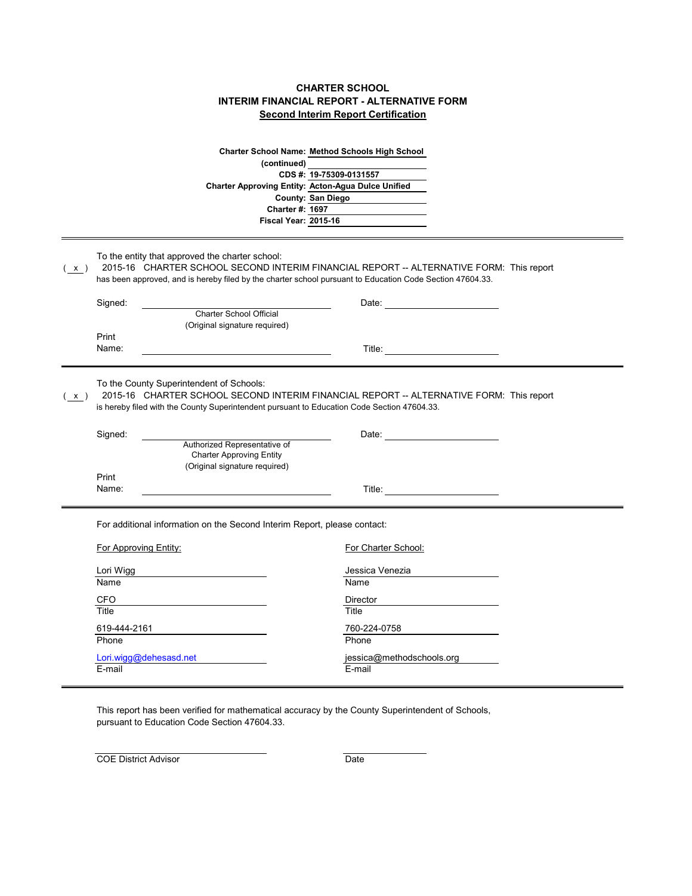# CHARTER SCHOOL
# INTERIM FINANCIAL REPORT - ALTERNATIVE FORM
## Second Interim Report Certification

| | |
|---|---|
| **Charter School Name:** | **Method Schools High School** |
| **(continued)** | |
| **CDS #:** | **19-75309-0131557** |
| **Charter Approving Entity:** | **Acton-Agua Dulce Unified** |
| **County:** | **San Diego** |
| **Charter #:** | **1697** |
| **Fiscal Year:** | **2015-16** |

---

To the entity that approved the charter school:

( x ) 2015-16 CHARTER SCHOOL SECOND INTERIM FINANCIAL REPORT -- ALTERNATIVE FORM: This report has been approved, and is hereby filed by the charter school pursuant to Education Code Section 47604.33.

Signed: ______________________ Date: ______________________
Charter School Official
(Original signature required)

Print Name: ______________________ Title: ______________________

---

To the County Superintendent of Schools:

( x ) 2015-16 CHARTER SCHOOL SECOND INTERIM FINANCIAL REPORT -- ALTERNATIVE FORM: This report is hereby filed with the County Superintendent pursuant to Education Code Section 47604.33.

Signed: ______________________ Date: ______________________
Authorized Representative of
Charter Approving Entity
(Original signature required)

Print Name: ______________________ Title: ______________________

---

For additional information on the Second Interim Report, please contact:

| For Approving Entity: | For Charter School: |
|---|---|
| Lori Wigg | Jessica Venezia |
| Name | Name |
| CFO | Director |
| Title | Title |
| 619-444-2161 | 760-224-0758 |
| Phone | Phone |
| Lori.wigg@dehesasd.net | jessica@methodschools.org |
| E-mail | E-mail |

---

This report has been verified for mathematical accuracy by the County Superintendent of Schools, pursuant to Education Code Section 47604.33.

______________________ ______________________
COE District Advisor Date